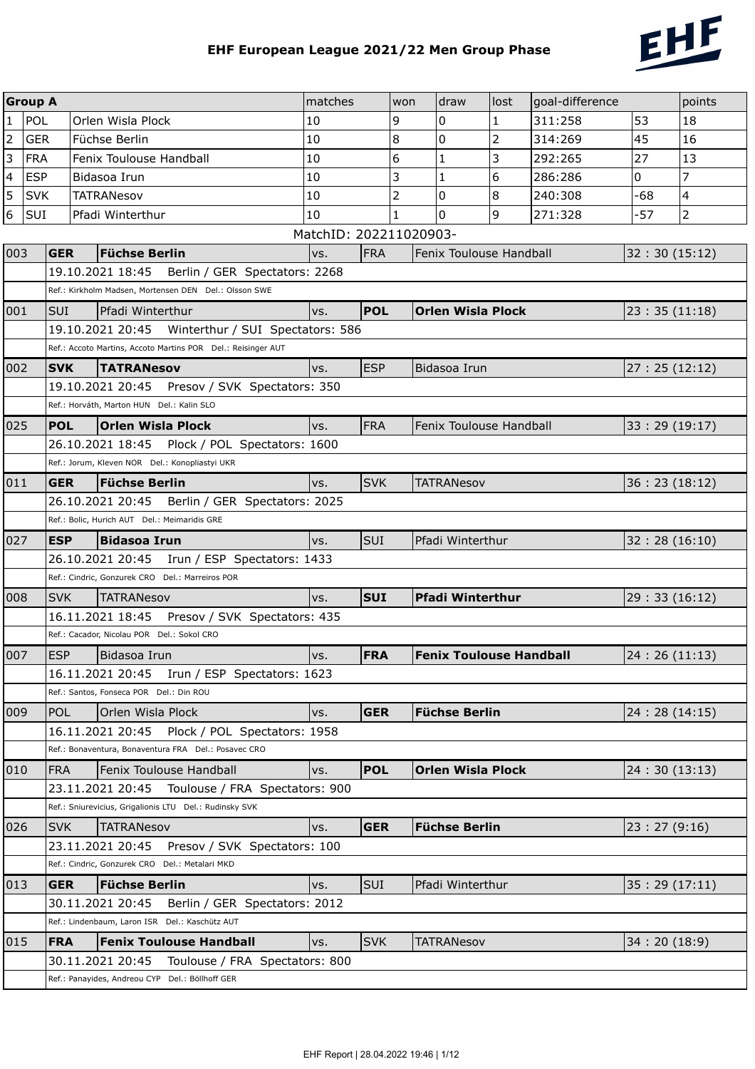# EHF European League 2021/22 Men Group Phase

| Group A | | | matches | won | draw | lost | goal-difference | | points |
|---|---|---|---|---|---|---|---|---|---|
| 1 | POL | Orlen Wisla Plock | 10 | 9 | 0 | 1 | 311:258 | 53 | 18 |
| 2 | GER | Füchse Berlin | 10 | 8 | 0 | 2 | 314:269 | 45 | 16 |
| 3 | FRA | Fenix Toulouse Handball | 10 | 6 | 1 | 3 | 292:265 | 27 | 13 |
| 4 | ESP | Bidasoa Irun | 10 | 3 | 1 | 6 | 286:286 | 0 | 7 |
| 5 | SVK | TATRANesov | 10 | 2 | 0 | 8 | 240:308 | -68 | 4 |
| 6 | SUI | Pfadi Winterthur | 10 | 1 | 0 | 9 | 271:328 | -57 | 2 |

MatchID: 202211020903-

| No. | | Home | | | Away | Result |
|---|---|---|---|---|---|---|
| 003 | **GER** | **Füchse Berlin** | vs. | FRA | Fenix Toulouse Handball | 32 : 30 (15:12) |
| | 19.10.2021 18:45 Berlin / GER Spectators: 2268 | | | | | |
| | Ref.: Kirkholm Madsen, Mortensen DEN Del.: Olsson SWE | | | | | |
| 001 | SUI | Pfadi Winterthur | vs. | **POL** | **Orlen Wisla Plock** | 23 : 35 (11:18) |
| | 19.10.2021 20:45 Winterthur / SUI Spectators: 586 | | | | | |
| | Ref.: Accoto Martins, Accoto Martins POR Del.: Reisinger AUT | | | | | |
| 002 | **SVK** | **TATRANesov** | vs. | ESP | Bidasoa Irun | 27 : 25 (12:12) |
| | 19.10.2021 20:45 Presov / SVK Spectators: 350 | | | | | |
| | Ref.: Horváth, Marton HUN Del.: Kalin SLO | | | | | |
| 025 | **POL** | **Orlen Wisla Plock** | vs. | FRA | Fenix Toulouse Handball | 33 : 29 (19:17) |
| | 26.10.2021 18:45 Plock / POL Spectators: 1600 | | | | | |
| | Ref.: Jorum, Kleven NOR Del.: Konopliastyi UKR | | | | | |
| 011 | **GER** | **Füchse Berlin** | vs. | SVK | TATRANesov | 36 : 23 (18:12) |
| | 26.10.2021 20:45 Berlin / GER Spectators: 2025 | | | | | |
| | Ref.: Bolic, Hurich AUT Del.: Meimaridis GRE | | | | | |
| 027 | **ESP** | **Bidasoa Irun** | vs. | SUI | Pfadi Winterthur | 32 : 28 (16:10) |
| | 26.10.2021 20:45 Irun / ESP Spectators: 1433 | | | | | |
| | Ref.: Cindric, Gonzurek CRO Del.: Marreiros POR | | | | | |
| 008 | SVK | TATRANesov | vs. | **SUI** | **Pfadi Winterthur** | 29 : 33 (16:12) |
| | 16.11.2021 18:45 Presov / SVK Spectators: 435 | | | | | |
| | Ref.: Cacador, Nicolau POR Del.: Sokol CRO | | | | | |
| 007 | ESP | Bidasoa Irun | vs. | **FRA** | **Fenix Toulouse Handball** | 24 : 26 (11:13) |
| | 16.11.2021 20:45 Irun / ESP Spectators: 1623 | | | | | |
| | Ref.: Santos, Fonseca POR Del.: Din ROU | | | | | |
| 009 | POL | Orlen Wisla Plock | vs. | **GER** | **Füchse Berlin** | 24 : 28 (14:15) |
| | 16.11.2021 20:45 Plock / POL Spectators: 1958 | | | | | |
| | Ref.: Bonaventura, Bonaventura FRA Del.: Posavec CRO | | | | | |
| 010 | FRA | Fenix Toulouse Handball | vs. | **POL** | **Orlen Wisla Plock** | 24 : 30 (13:13) |
| | 23.11.2021 20:45 Toulouse / FRA Spectators: 900 | | | | | |
| | Ref.: Sniurevicius, Grigalionis LTU Del.: Rudinsky SVK | | | | | |
| 026 | SVK | TATRANesov | vs. | **GER** | **Füchse Berlin** | 23 : 27 (9:16) |
| | 23.11.2021 20:45 Presov / SVK Spectators: 100 | | | | | |
| | Ref.: Cindric, Gonzurek CRO Del.: Metalari MKD | | | | | |
| 013 | **GER** | **Füchse Berlin** | vs. | SUI | Pfadi Winterthur | 35 : 29 (17:11) |
| | 30.11.2021 20:45 Berlin / GER Spectators: 2012 | | | | | |
| | Ref.: Lindenbaum, Laron ISR Del.: Kaschütz AUT | | | | | |
| 015 | **FRA** | **Fenix Toulouse Handball** | vs. | SVK | TATRANesov | 34 : 20 (18:9) |
| | 30.11.2021 20:45 Toulouse / FRA Spectators: 800 | | | | | |
| | Ref.: Panayides, Andreou CYP Del.: Böllhoff GER | | | | | |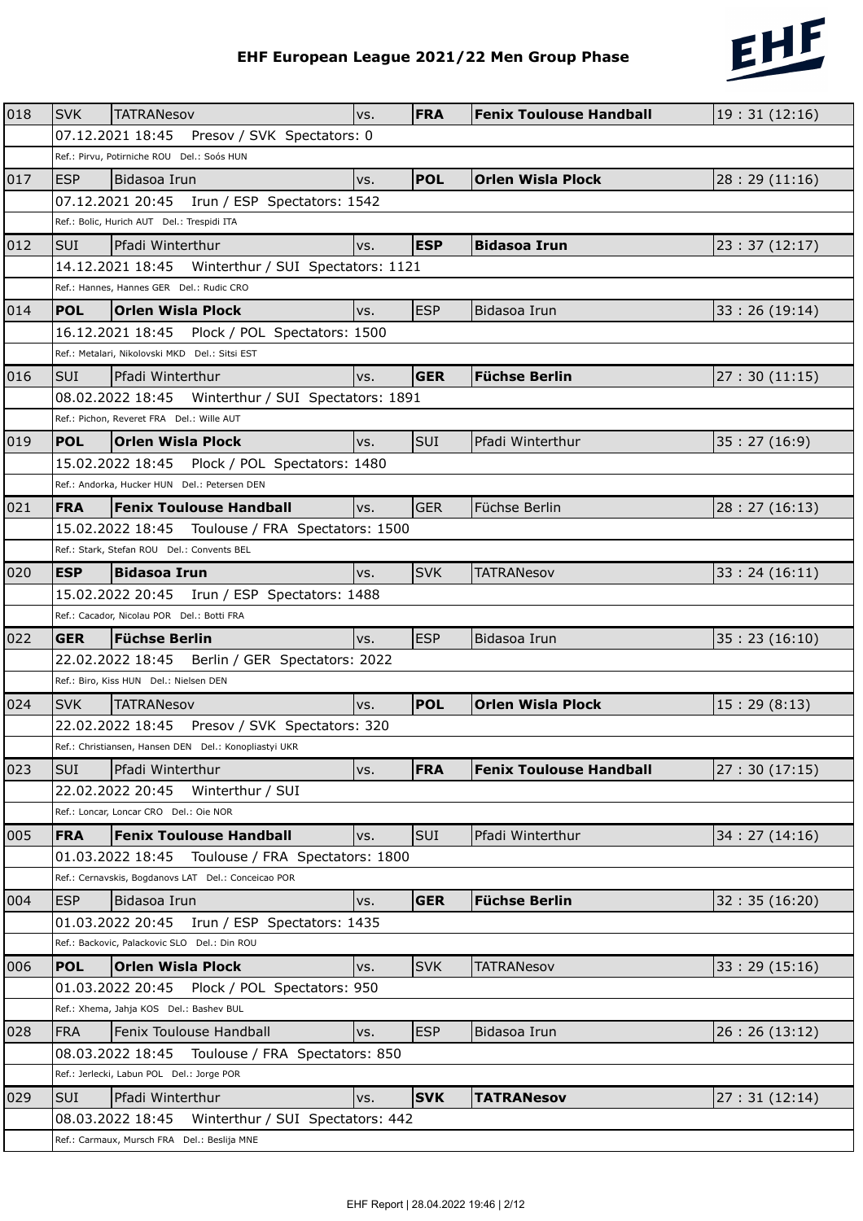# EHF European League 2021/22 Men Group Phase

| No. | Nat. | Home | | Nat. | Away | Result |
|---|---|---|---|---|---|---|
| 018 | SVK | TATRANesov | vs. | **FRA** | **Fenix Toulouse Handball** | 19 : 31 (12:16) |
| | 07.12.2021 18:45 Presov / SVK Spectators: 0 | | | | | |
| | Ref.: Pirvu, Potirniche ROU Del.: Soós HUN | | | | | |
| 017 | ESP | Bidasoa Irun | vs. | **POL** | **Orlen Wisla Plock** | 28 : 29 (11:16) |
| | 07.12.2021 20:45 Irun / ESP Spectators: 1542 | | | | | |
| | Ref.: Bolic, Hurich AUT Del.: Trespidi ITA | | | | | |
| 012 | SUI | Pfadi Winterthur | vs. | **ESP** | **Bidasoa Irun** | 23 : 37 (12:17) |
| | 14.12.2021 18:45 Winterthur / SUI Spectators: 1121 | | | | | |
| | Ref.: Hannes, Hannes GER Del.: Rudic CRO | | | | | |
| 014 | **POL** | **Orlen Wisla Plock** | vs. | ESP | Bidasoa Irun | 33 : 26 (19:14) |
| | 16.12.2021 18:45 Plock / POL Spectators: 1500 | | | | | |
| | Ref.: Metalari, Nikolovski MKD Del.: Sitsi EST | | | | | |
| 016 | SUI | Pfadi Winterthur | vs. | **GER** | **Füchse Berlin** | 27 : 30 (11:15) |
| | 08.02.2022 18:45 Winterthur / SUI Spectators: 1891 | | | | | |
| | Ref.: Pichon, Reveret FRA Del.: Wille AUT | | | | | |
| 019 | **POL** | **Orlen Wisla Plock** | vs. | SUI | Pfadi Winterthur | 35 : 27 (16:9) |
| | 15.02.2022 18:45 Plock / POL Spectators: 1480 | | | | | |
| | Ref.: Andorka, Hucker HUN Del.: Petersen DEN | | | | | |
| 021 | **FRA** | **Fenix Toulouse Handball** | vs. | GER | Füchse Berlin | 28 : 27 (16:13) |
| | 15.02.2022 18:45 Toulouse / FRA Spectators: 1500 | | | | | |
| | Ref.: Stark, Stefan ROU Del.: Convents BEL | | | | | |
| 020 | **ESP** | **Bidasoa Irun** | vs. | SVK | TATRANesov | 33 : 24 (16:11) |
| | 15.02.2022 20:45 Irun / ESP Spectators: 1488 | | | | | |
| | Ref.: Cacador, Nicolau POR Del.: Botti FRA | | | | | |
| 022 | **GER** | **Füchse Berlin** | vs. | ESP | Bidasoa Irun | 35 : 23 (16:10) |
| | 22.02.2022 18:45 Berlin / GER Spectators: 2022 | | | | | |
| | Ref.: Biro, Kiss HUN Del.: Nielsen DEN | | | | | |
| 024 | SVK | TATRANesov | vs. | **POL** | **Orlen Wisla Plock** | 15 : 29 (8:13) |
| | 22.02.2022 18:45 Presov / SVK Spectators: 320 | | | | | |
| | Ref.: Christiansen, Hansen DEN Del.: Konopliastyi UKR | | | | | |
| 023 | SUI | Pfadi Winterthur | vs. | **FRA** | **Fenix Toulouse Handball** | 27 : 30 (17:15) |
| | 22.02.2022 20:45 Winterthur / SUI | | | | | |
| | Ref.: Loncar, Loncar CRO Del.: Oie NOR | | | | | |
| 005 | **FRA** | **Fenix Toulouse Handball** | vs. | SUI | Pfadi Winterthur | 34 : 27 (14:16) |
| | 01.03.2022 18:45 Toulouse / FRA Spectators: 1800 | | | | | |
| | Ref.: Cernavskis, Bogdanovs LAT Del.: Conceicao POR | | | | | |
| 004 | ESP | Bidasoa Irun | vs. | **GER** | **Füchse Berlin** | 32 : 35 (16:20) |
| | 01.03.2022 20:45 Irun / ESP Spectators: 1435 | | | | | |
| | Ref.: Backovic, Palackovic SLO Del.: Din ROU | | | | | |
| 006 | **POL** | **Orlen Wisla Plock** | vs. | SVK | TATRANesov | 33 : 29 (15:16) |
| | 01.03.2022 20:45 Plock / POL Spectators: 950 | | | | | |
| | Ref.: Xhema, Jahja KOS Del.: Bashev BUL | | | | | |
| 028 | FRA | Fenix Toulouse Handball | vs. | ESP | Bidasoa Irun | 26 : 26 (13:12) |
| | 08.03.2022 18:45 Toulouse / FRA Spectators: 850 | | | | | |
| | Ref.: Jerlecki, Labun POL Del.: Jorge POR | | | | | |
| 029 | SUI | Pfadi Winterthur | vs. | **SVK** | **TATRANesov** | 27 : 31 (12:14) |
| | 08.03.2022 18:45 Winterthur / SUI Spectators: 442 | | | | | |
| | Ref.: Carmaux, Mursch FRA Del.: Beslija MNE | | | | | |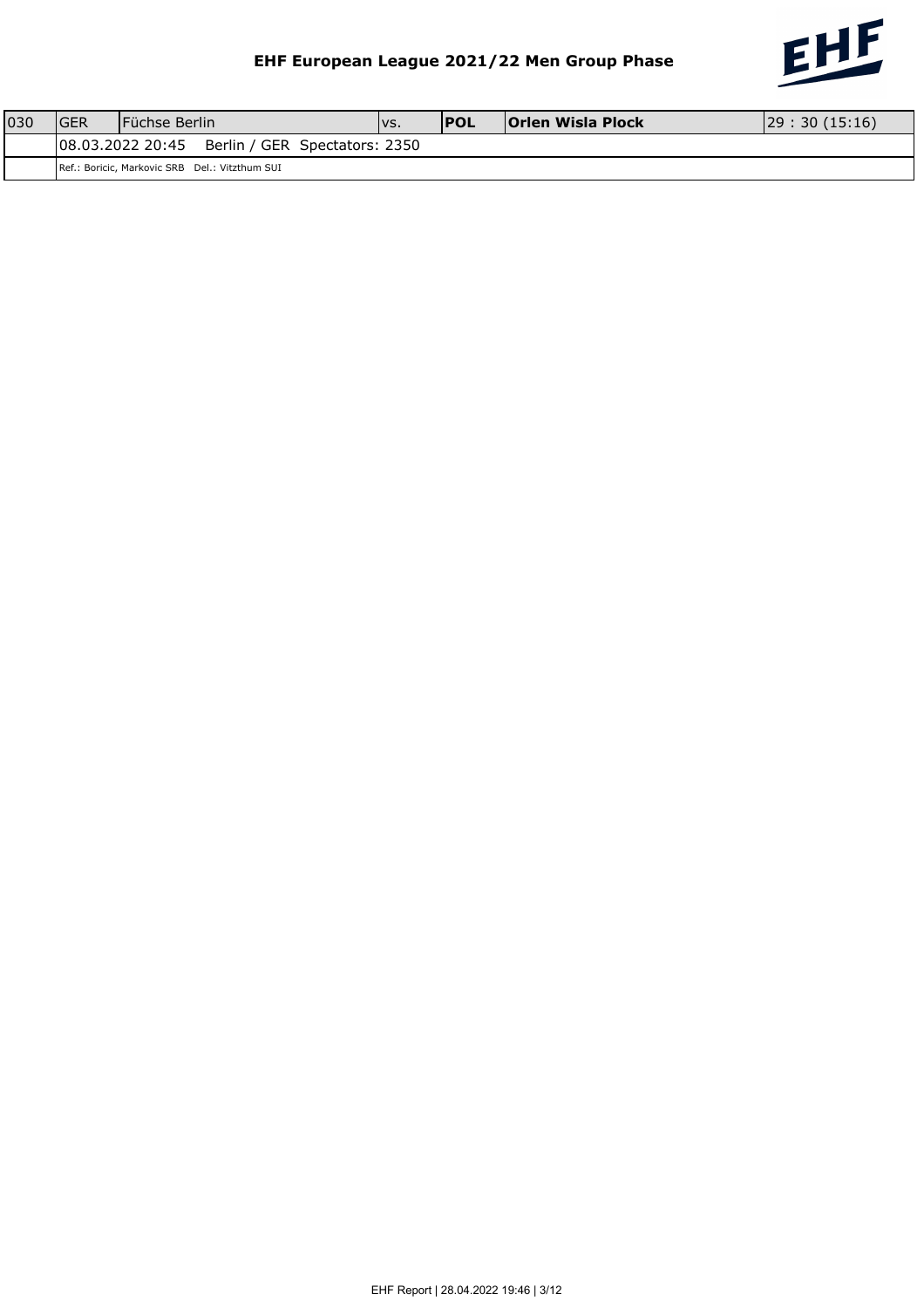# EHF European League 2021/22 Men Group Phase

| 030 | GER | Füchse Berlin | vs. | **POL** | **Orlen Wisla Plock** | 29 : 30 (15:16) |
|---|---|---|---|---|---|---|
| | 08.03.2022 20:45 Berlin / GER Spectators: 2350 | | | | | |
| | Ref.: Boricic, Markovic SRB Del.: Vitzthum SUI | | | | | |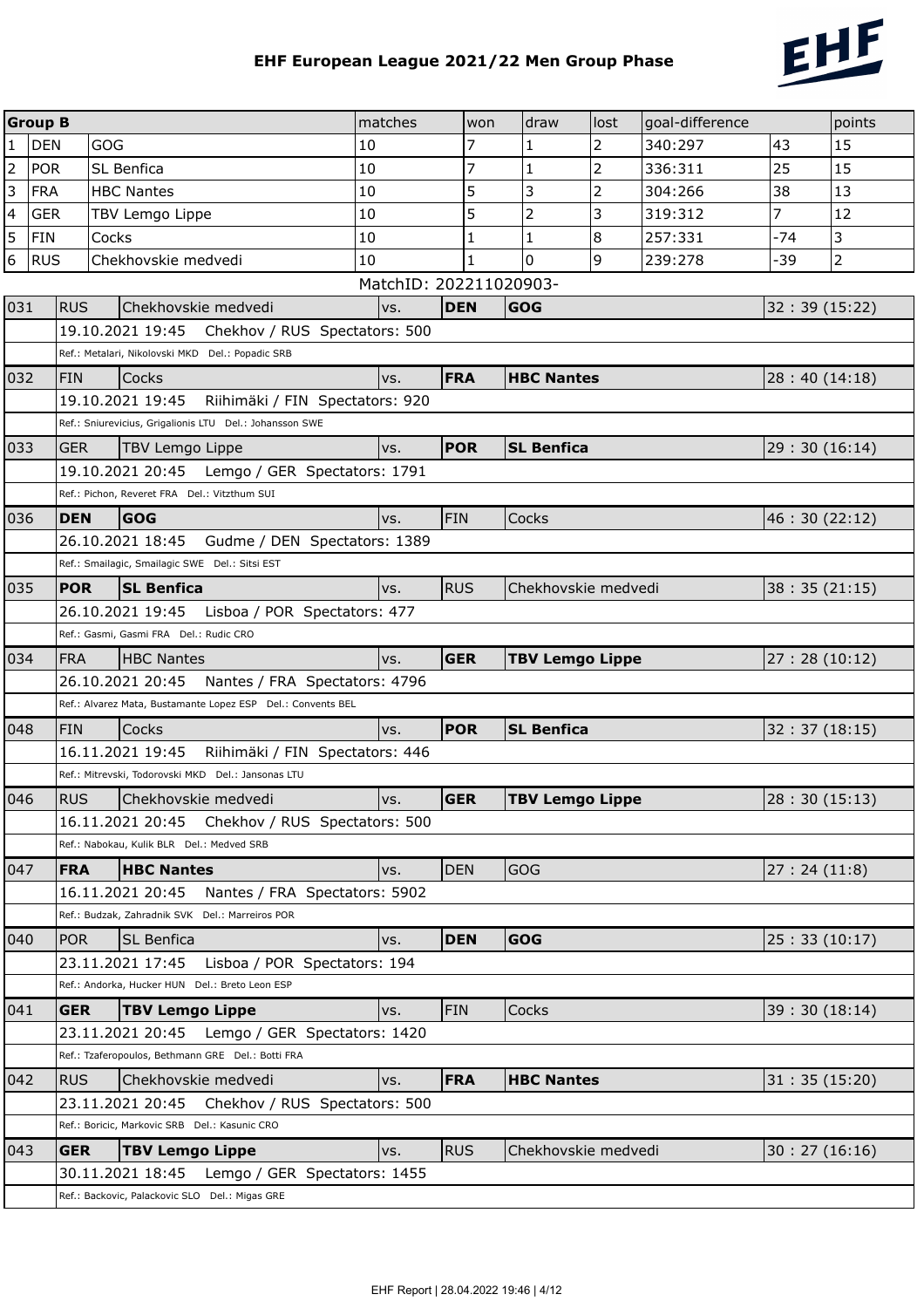## EHF European League 2021/22 Men Group Phase

| Group B | | | matches | won | draw | lost | goal-difference | | points |
|---|---|---|---|---|---|---|---|---|---|
| 1 | DEN | GOG | 10 | 7 | 1 | 2 | 340:297 | 43 | 15 |
| 2 | POR | SL Benfica | 10 | 7 | 1 | 2 | 336:311 | 25 | 15 |
| 3 | FRA | HBC Nantes | 10 | 5 | 3 | 2 | 304:266 | 38 | 13 |
| 4 | GER | TBV Lemgo Lippe | 10 | 5 | 2 | 3 | 319:312 | 7 | 12 |
| 5 | FIN | Cocks | 10 | 1 | 1 | 8 | 257:331 | -74 | 3 |
| 6 | RUS | Chekhovskie medvedi | 10 | 1 | 0 | 9 | 239:278 | -39 | 2 |

MatchID: 202211020903-

| | | | | | | |
|---|---|---|---|---|---|---|
| 031 | RUS | Chekhovskie medvedi | vs. | **DEN** | **GOG** | 32 : 39 (15:22) |
| | 19.10.2021 19:45 Chekhov / RUS Spectators: 500 | | | | | |
| | Ref.: Metalari, Nikolovski MKD Del.: Popadic SRB | | | | | |
| 032 | FIN | Cocks | vs. | **FRA** | **HBC Nantes** | 28 : 40 (14:18) |
| | 19.10.2021 19:45 Riihimäki / FIN Spectators: 920 | | | | | |
| | Ref.: Sniurevicius, Grigalionis LTU Del.: Johansson SWE | | | | | |
| 033 | GER | TBV Lemgo Lippe | vs. | **POR** | **SL Benfica** | 29 : 30 (16:14) |
| | 19.10.2021 20:45 Lemgo / GER Spectators: 1791 | | | | | |
| | Ref.: Pichon, Reveret FRA Del.: Vitzthum SUI | | | | | |
| 036 | **DEN** | **GOG** | vs. | FIN | Cocks | 46 : 30 (22:12) |
| | 26.10.2021 18:45 Gudme / DEN Spectators: 1389 | | | | | |
| | Ref.: Smailagic, Smailagic SWE Del.: Sitsi EST | | | | | |
| 035 | **POR** | **SL Benfica** | vs. | RUS | Chekhovskie medvedi | 38 : 35 (21:15) |
| | 26.10.2021 19:45 Lisboa / POR Spectators: 477 | | | | | |
| | Ref.: Gasmi, Gasmi FRA Del.: Rudic CRO | | | | | |
| 034 | FRA | HBC Nantes | vs. | **GER** | **TBV Lemgo Lippe** | 27 : 28 (10:12) |
| | 26.10.2021 20:45 Nantes / FRA Spectators: 4796 | | | | | |
| | Ref.: Alvarez Mata, Bustamante Lopez ESP Del.: Convents BEL | | | | | |
| 048 | FIN | Cocks | vs. | **POR** | **SL Benfica** | 32 : 37 (18:15) |
| | 16.11.2021 19:45 Riihimäki / FIN Spectators: 446 | | | | | |
| | Ref.: Mitrevski, Todorovski MKD Del.: Jansonas LTU | | | | | |
| 046 | RUS | Chekhovskie medvedi | vs. | **GER** | **TBV Lemgo Lippe** | 28 : 30 (15:13) |
| | 16.11.2021 20:45 Chekhov / RUS Spectators: 500 | | | | | |
| | Ref.: Nabokau, Kulik BLR Del.: Medved SRB | | | | | |
| 047 | **FRA** | **HBC Nantes** | vs. | DEN | GOG | 27 : 24 (11:8) |
| | 16.11.2021 20:45 Nantes / FRA Spectators: 5902 | | | | | |
| | Ref.: Budzak, Zahradnik SVK Del.: Marreiros POR | | | | | |
| 040 | POR | SL Benfica | vs. | **DEN** | **GOG** | 25 : 33 (10:17) |
| | 23.11.2021 17:45 Lisboa / POR Spectators: 194 | | | | | |
| | Ref.: Andorka, Hucker HUN Del.: Breto Leon ESP | | | | | |
| 041 | **GER** | **TBV Lemgo Lippe** | vs. | FIN | Cocks | 39 : 30 (18:14) |
| | 23.11.2021 20:45 Lemgo / GER Spectators: 1420 | | | | | |
| | Ref.: Tzaferopoulos, Bethmann GRE Del.: Botti FRA | | | | | |
| 042 | RUS | Chekhovskie medvedi | vs. | **FRA** | **HBC Nantes** | 31 : 35 (15:20) |
| | 23.11.2021 20:45 Chekhov / RUS Spectators: 500 | | | | | |
| | Ref.: Boricic, Markovic SRB Del.: Kasunic CRO | | | | | |
| 043 | **GER** | **TBV Lemgo Lippe** | vs. | RUS | Chekhovskie medvedi | 30 : 27 (16:16) |
| | 30.11.2021 18:45 Lemgo / GER Spectators: 1455 | | | | | |
| | Ref.: Backovic, Palackovic SLO Del.: Migas GRE | | | | | |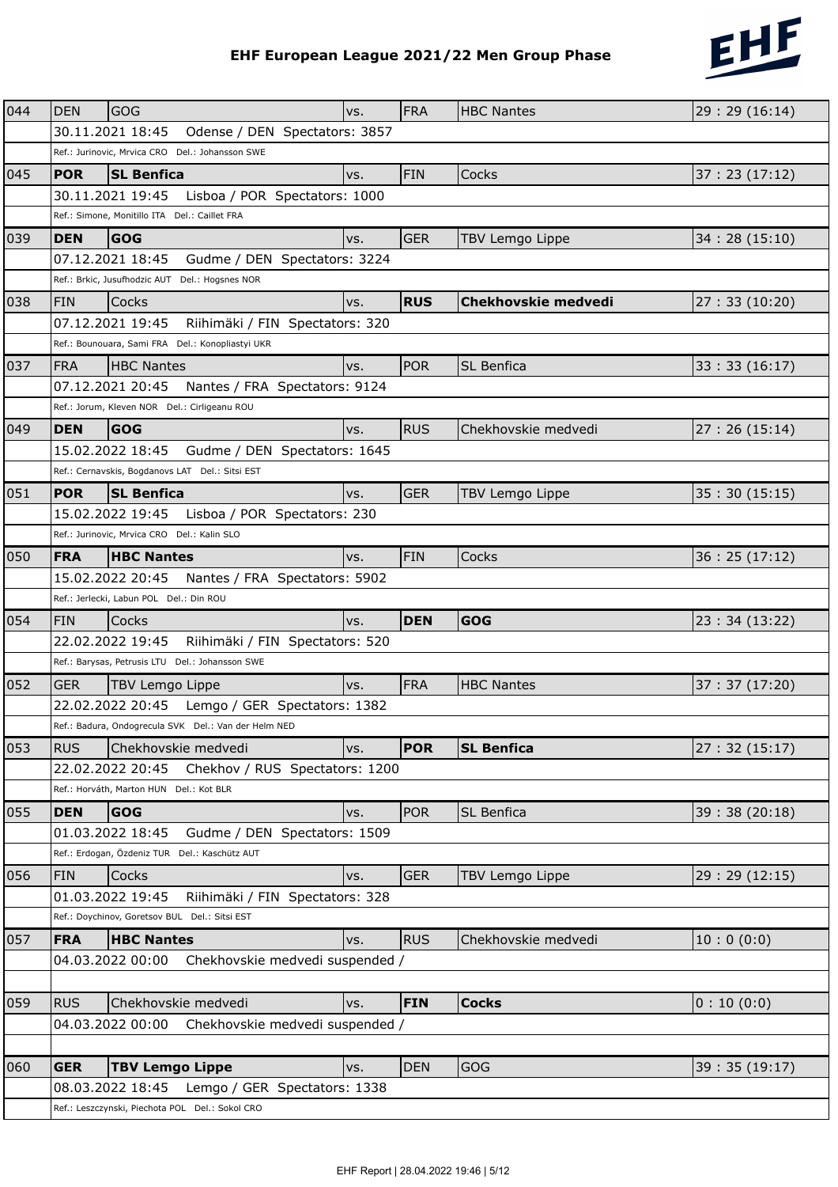# EHF European League 2021/22 Men Group Phase

| No. | | Team | | | Team | Result |
|---|---|---|---|---|---|---|
| 044 | DEN | GOG | vs. | FRA | HBC Nantes | 29 : 29 (16:14) |
| | 30.11.2021 18:45 Odense / DEN Spectators: 3857 | | | | | |
| | Ref.: Jurinovic, Mrvica CRO Del.: Johansson SWE | | | | | |
| 045 | **POR** | **SL Benfica** | vs. | FIN | Cocks | 37 : 23 (17:12) |
| | 30.11.2021 19:45 Lisboa / POR Spectators: 1000 | | | | | |
| | Ref.: Simone, Monitillo ITA Del.: Caillet FRA | | | | | |
| 039 | **DEN** | **GOG** | vs. | GER | TBV Lemgo Lippe | 34 : 28 (15:10) |
| | 07.12.2021 18:45 Gudme / DEN Spectators: 3224 | | | | | |
| | Ref.: Brkic, Jusufhodzic AUT Del.: Hogsnes NOR | | | | | |
| 038 | FIN | Cocks | vs. | **RUS** | **Chekhovskie medvedi** | 27 : 33 (10:20) |
| | 07.12.2021 19:45 Riihimäki / FIN Spectators: 320 | | | | | |
| | Ref.: Bounouara, Sami FRA Del.: Konopliastyi UKR | | | | | |
| 037 | FRA | HBC Nantes | vs. | POR | SL Benfica | 33 : 33 (16:17) |
| | 07.12.2021 20:45 Nantes / FRA Spectators: 9124 | | | | | |
| | Ref.: Jorum, Kleven NOR Del.: Cirligeanu ROU | | | | | |
| 049 | **DEN** | **GOG** | vs. | RUS | Chekhovskie medvedi | 27 : 26 (15:14) |
| | 15.02.2022 18:45 Gudme / DEN Spectators: 1645 | | | | | |
| | Ref.: Cernavskis, Bogdanovs LAT Del.: Sitsi EST | | | | | |
| 051 | **POR** | **SL Benfica** | vs. | GER | TBV Lemgo Lippe | 35 : 30 (15:15) |
| | 15.02.2022 19:45 Lisboa / POR Spectators: 230 | | | | | |
| | Ref.: Jurinovic, Mrvica CRO Del.: Kalin SLO | | | | | |
| 050 | **FRA** | **HBC Nantes** | vs. | FIN | Cocks | 36 : 25 (17:12) |
| | 15.02.2022 20:45 Nantes / FRA Spectators: 5902 | | | | | |
| | Ref.: Jerlecki, Labun POL Del.: Din ROU | | | | | |
| 054 | FIN | Cocks | vs. | **DEN** | **GOG** | 23 : 34 (13:22) |
| | 22.02.2022 19:45 Riihimäki / FIN Spectators: 520 | | | | | |
| | Ref.: Barysas, Petrusis LTU Del.: Johansson SWE | | | | | |
| 052 | GER | TBV Lemgo Lippe | vs. | FRA | HBC Nantes | 37 : 37 (17:20) |
| | 22.02.2022 20:45 Lemgo / GER Spectators: 1382 | | | | | |
| | Ref.: Badura, Ondogrecula SVK Del.: Van der Helm NED | | | | | |
| 053 | RUS | Chekhovskie medvedi | vs. | **POR** | **SL Benfica** | 27 : 32 (15:17) |
| | 22.02.2022 20:45 Chekhov / RUS Spectators: 1200 | | | | | |
| | Ref.: Horváth, Marton HUN Del.: Kot BLR | | | | | |
| 055 | **DEN** | **GOG** | vs. | POR | SL Benfica | 39 : 38 (20:18) |
| | 01.03.2022 18:45 Gudme / DEN Spectators: 1509 | | | | | |
| | Ref.: Erdogan, Özdeniz TUR Del.: Kaschütz AUT | | | | | |
| 056 | FIN | Cocks | vs. | GER | TBV Lemgo Lippe | 29 : 29 (12:15) |
| | 01.03.2022 19:45 Riihimäki / FIN Spectators: 328 | | | | | |
| | Ref.: Doychinov, Goretsov BUL Del.: Sitsi EST | | | | | |
| 057 | **FRA** | **HBC Nantes** | vs. | RUS | Chekhovskie medvedi | 10 : 0 (0:0) |
| | 04.03.2022 00:00 Chekhovskie medvedi suspended / | | | | | |
| 059 | RUS | Chekhovskie medvedi | vs. | **FIN** | **Cocks** | 0 : 10 (0:0) |
| | 04.03.2022 00:00 Chekhovskie medvedi suspended / | | | | | |
| 060 | **GER** | **TBV Lemgo Lippe** | vs. | DEN | GOG | 39 : 35 (19:17) |
| | 08.03.2022 18:45 Lemgo / GER Spectators: 1338 | | | | | |
| | Ref.: Leszczynski, Piechota POL Del.: Sokol CRO | | | | | |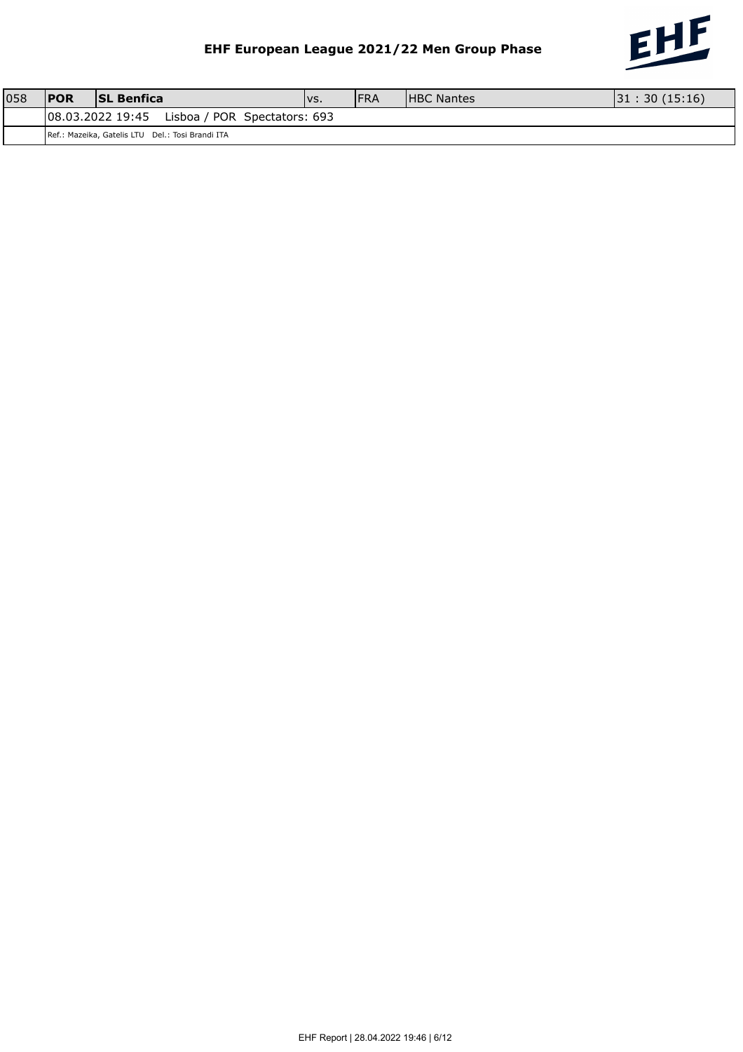# EHF European League 2021/22 Men Group Phase

| 058 | **POR** | **SL Benfica** | vs. | FRA | HBC Nantes | 31 : 30 (15:16) |
|---|---|---|---|---|---|---|
| | 08.03.2022 19:45 Lisboa / POR Spectators: 693 | | | | | |
| | Ref.: Mazeika, Gatelis LTU Del.: Tosi Brandi ITA | | | | | |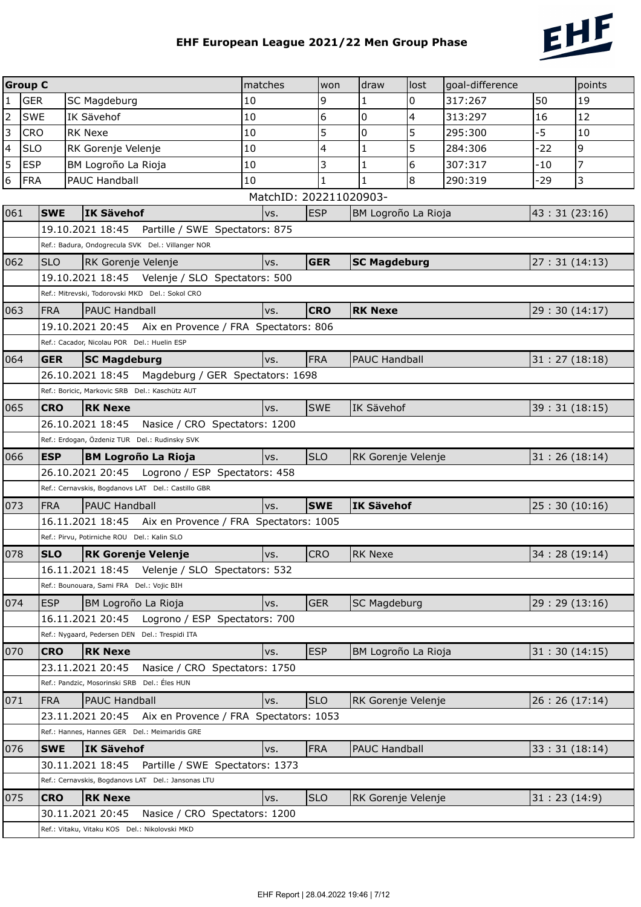# EHF European League 2021/22 Men Group Phase

| Group C | | | matches | won | draw | lost | goal-difference | | points |
|---|---|---|---|---|---|---|---|---|---|
| 1 | GER | SC Magdeburg | 10 | 9 | 1 | 0 | 317:267 | 50 | 19 |
| 2 | SWE | IK Sävehof | 10 | 6 | 0 | 4 | 313:297 | 16 | 12 |
| 3 | CRO | RK Nexe | 10 | 5 | 0 | 5 | 295:300 | -5 | 10 |
| 4 | SLO | RK Gorenje Velenje | 10 | 4 | 1 | 5 | 284:306 | -22 | 9 |
| 5 | ESP | BM Logroño La Rioja | 10 | 3 | 1 | 6 | 307:317 | -10 | 7 |
| 6 | FRA | PAUC Handball | 10 | 1 | 1 | 8 | 290:319 | -29 | 3 |

MatchID: 202211020903-

| No. | | Home | | | Away | Result |
|---|---|---|---|---|---|---|
| 061 | **SWE** | **IK Sävehof** | vs. | ESP | BM Logroño La Rioja | 43 : 31 (23:16) |
| | 19.10.2021 18:45 Partille / SWE Spectators: 875 | | | | | |
| | Ref.: Badura, Ondogrecula SVK Del.: Villanger NOR | | | | | |
| 062 | SLO | RK Gorenje Velenje | vs. | **GER** | **SC Magdeburg** | 27 : 31 (14:13) |
| | 19.10.2021 18:45 Velenje / SLO Spectators: 500 | | | | | |
| | Ref.: Mitrevski, Todorovski MKD Del.: Sokol CRO | | | | | |
| 063 | FRA | PAUC Handball | vs. | **CRO** | **RK Nexe** | 29 : 30 (14:17) |
| | 19.10.2021 20:45 Aix en Provence / FRA Spectators: 806 | | | | | |
| | Ref.: Cacador, Nicolau POR Del.: Huelin ESP | | | | | |
| 064 | **GER** | **SC Magdeburg** | vs. | FRA | PAUC Handball | 31 : 27 (18:18) |
| | 26.10.2021 18:45 Magdeburg / GER Spectators: 1698 | | | | | |
| | Ref.: Boricic, Markovic SRB Del.: Kaschütz AUT | | | | | |
| 065 | **CRO** | **RK Nexe** | vs. | SWE | IK Sävehof | 39 : 31 (18:15) |
| | 26.10.2021 18:45 Nasice / CRO Spectators: 1200 | | | | | |
| | Ref.: Erdogan, Özdeniz TUR Del.: Rudinsky SVK | | | | | |
| 066 | **ESP** | **BM Logroño La Rioja** | vs. | SLO | RK Gorenje Velenje | 31 : 26 (18:14) |
| | 26.10.2021 20:45 Logrono / ESP Spectators: 458 | | | | | |
| | Ref.: Cernavskis, Bogdanovs LAT Del.: Castillo GBR | | | | | |
| 073 | FRA | PAUC Handball | vs. | **SWE** | **IK Sävehof** | 25 : 30 (10:16) |
| | 16.11.2021 18:45 Aix en Provence / FRA Spectators: 1005 | | | | | |
| | Ref.: Pirvu, Potirniche ROU Del.: Kalin SLO | | | | | |
| 078 | **SLO** | **RK Gorenje Velenje** | vs. | CRO | RK Nexe | 34 : 28 (19:14) |
| | 16.11.2021 18:45 Velenje / SLO Spectators: 532 | | | | | |
| | Ref.: Bounouara, Sami FRA Del.: Vojic BIH | | | | | |
| 074 | ESP | BM Logroño La Rioja | vs. | GER | SC Magdeburg | 29 : 29 (13:16) |
| | 16.11.2021 20:45 Logrono / ESP Spectators: 700 | | | | | |
| | Ref.: Nygaard, Pedersen DEN Del.: Trespidi ITA | | | | | |
| 070 | **CRO** | **RK Nexe** | vs. | ESP | BM Logroño La Rioja | 31 : 30 (14:15) |
| | 23.11.2021 20:45 Nasice / CRO Spectators: 1750 | | | | | |
| | Ref.: Pandzic, Mosorinski SRB Del.: Éles HUN | | | | | |
| 071 | FRA | PAUC Handball | vs. | SLO | RK Gorenje Velenje | 26 : 26 (17:14) |
| | 23.11.2021 20:45 Aix en Provence / FRA Spectators: 1053 | | | | | |
| | Ref.: Hannes, Hannes GER Del.: Meimaridis GRE | | | | | |
| 076 | **SWE** | **IK Sävehof** | vs. | FRA | PAUC Handball | 33 : 31 (18:14) |
| | 30.11.2021 18:45 Partille / SWE Spectators: 1373 | | | | | |
| | Ref.: Cernavskis, Bogdanovs LAT Del.: Jansonas LTU | | | | | |
| 075 | **CRO** | **RK Nexe** | vs. | SLO | RK Gorenje Velenje | 31 : 23 (14:9) |
| | 30.11.2021 20:45 Nasice / CRO Spectators: 1200 | | | | | |
| | Ref.: Vitaku, Vitaku KOS Del.: Nikolovski MKD | | | | | |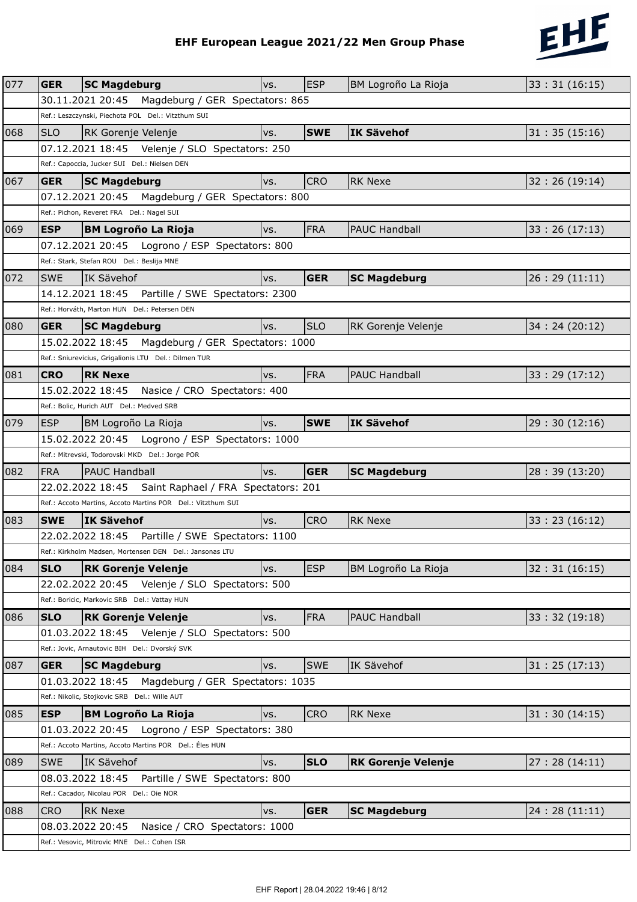# EHF European League 2021/22 Men Group Phase

| No. | | Home | | | Away | Result |
|---|---|---|---|---|---|---|
| 077 | **GER** | **SC Magdeburg** | vs. | ESP | BM Logroño La Rioja | 33 : 31 (16:15) |
| | 30.11.2021 20:45 Magdeburg / GER Spectators: 865 | | | | | |
| | Ref.: Leszczynski, Piechota POL Del.: Vitzthum SUI | | | | | |
| 068 | SLO | RK Gorenje Velenje | vs. | **SWE** | **IK Sävehof** | 31 : 35 (15:16) |
| | 07.12.2021 18:45 Velenje / SLO Spectators: 250 | | | | | |
| | Ref.: Capoccia, Jucker SUI Del.: Nielsen DEN | | | | | |
| 067 | **GER** | **SC Magdeburg** | vs. | CRO | RK Nexe | 32 : 26 (19:14) |
| | 07.12.2021 20:45 Magdeburg / GER Spectators: 800 | | | | | |
| | Ref.: Pichon, Reveret FRA Del.: Nagel SUI | | | | | |
| 069 | **ESP** | **BM Logroño La Rioja** | vs. | FRA | PAUC Handball | 33 : 26 (17:13) |
| | 07.12.2021 20:45 Logrono / ESP Spectators: 800 | | | | | |
| | Ref.: Stark, Stefan ROU Del.: Beslija MNE | | | | | |
| 072 | SWE | IK Sävehof | vs. | **GER** | **SC Magdeburg** | 26 : 29 (11:11) |
| | 14.12.2021 18:45 Partille / SWE Spectators: 2300 | | | | | |
| | Ref.: Horváth, Marton HUN Del.: Petersen DEN | | | | | |
| 080 | **GER** | **SC Magdeburg** | vs. | SLO | RK Gorenje Velenje | 34 : 24 (20:12) |
| | 15.02.2022 18:45 Magdeburg / GER Spectators: 1000 | | | | | |
| | Ref.: Sniurevicius, Grigalionis LTU Del.: Dilmen TUR | | | | | |
| 081 | **CRO** | **RK Nexe** | vs. | FRA | PAUC Handball | 33 : 29 (17:12) |
| | 15.02.2022 18:45 Nasice / CRO Spectators: 400 | | | | | |
| | Ref.: Bolic, Hurich AUT Del.: Medved SRB | | | | | |
| 079 | ESP | BM Logroño La Rioja | vs. | **SWE** | **IK Sävehof** | 29 : 30 (12:16) |
| | 15.02.2022 20:45 Logrono / ESP Spectators: 1000 | | | | | |
| | Ref.: Mitrevski, Todorovski MKD Del.: Jorge POR | | | | | |
| 082 | FRA | PAUC Handball | vs. | **GER** | **SC Magdeburg** | 28 : 39 (13:20) |
| | 22.02.2022 18:45 Saint Raphael / FRA Spectators: 201 | | | | | |
| | Ref.: Accoto Martins, Accoto Martins POR Del.: Vitzthum SUI | | | | | |
| 083 | **SWE** | **IK Sävehof** | vs. | CRO | RK Nexe | 33 : 23 (16:12) |
| | 22.02.2022 18:45 Partille / SWE Spectators: 1100 | | | | | |
| | Ref.: Kirkholm Madsen, Mortensen DEN Del.: Jansonas LTU | | | | | |
| 084 | **SLO** | **RK Gorenje Velenje** | vs. | ESP | BM Logroño La Rioja | 32 : 31 (16:15) |
| | 22.02.2022 20:45 Velenje / SLO Spectators: 500 | | | | | |
| | Ref.: Boricic, Markovic SRB Del.: Vattay HUN | | | | | |
| 086 | **SLO** | **RK Gorenje Velenje** | vs. | FRA | PAUC Handball | 33 : 32 (19:18) |
| | 01.03.2022 18:45 Velenje / SLO Spectators: 500 | | | | | |
| | Ref.: Jovic, Arnautovic BIH Del.: Dvorský SVK | | | | | |
| 087 | **GER** | **SC Magdeburg** | vs. | SWE | IK Sävehof | 31 : 25 (17:13) |
| | 01.03.2022 18:45 Magdeburg / GER Spectators: 1035 | | | | | |
| | Ref.: Nikolic, Stojkovic SRB Del.: Wille AUT | | | | | |
| 085 | **ESP** | **BM Logroño La Rioja** | vs. | CRO | RK Nexe | 31 : 30 (14:15) |
| | 01.03.2022 20:45 Logrono / ESP Spectators: 380 | | | | | |
| | Ref.: Accoto Martins, Accoto Martins POR Del.: Éles HUN | | | | | |
| 089 | SWE | IK Sävehof | vs. | **SLO** | **RK Gorenje Velenje** | 27 : 28 (14:11) |
| | 08.03.2022 18:45 Partille / SWE Spectators: 800 | | | | | |
| | Ref.: Cacador, Nicolau POR Del.: Oie NOR | | | | | |
| 088 | CRO | RK Nexe | vs. | **GER** | **SC Magdeburg** | 24 : 28 (11:11) |
| | 08.03.2022 20:45 Nasice / CRO Spectators: 1000 | | | | | |
| | Ref.: Vesovic, Mitrovic MNE Del.: Cohen ISR | | | | | |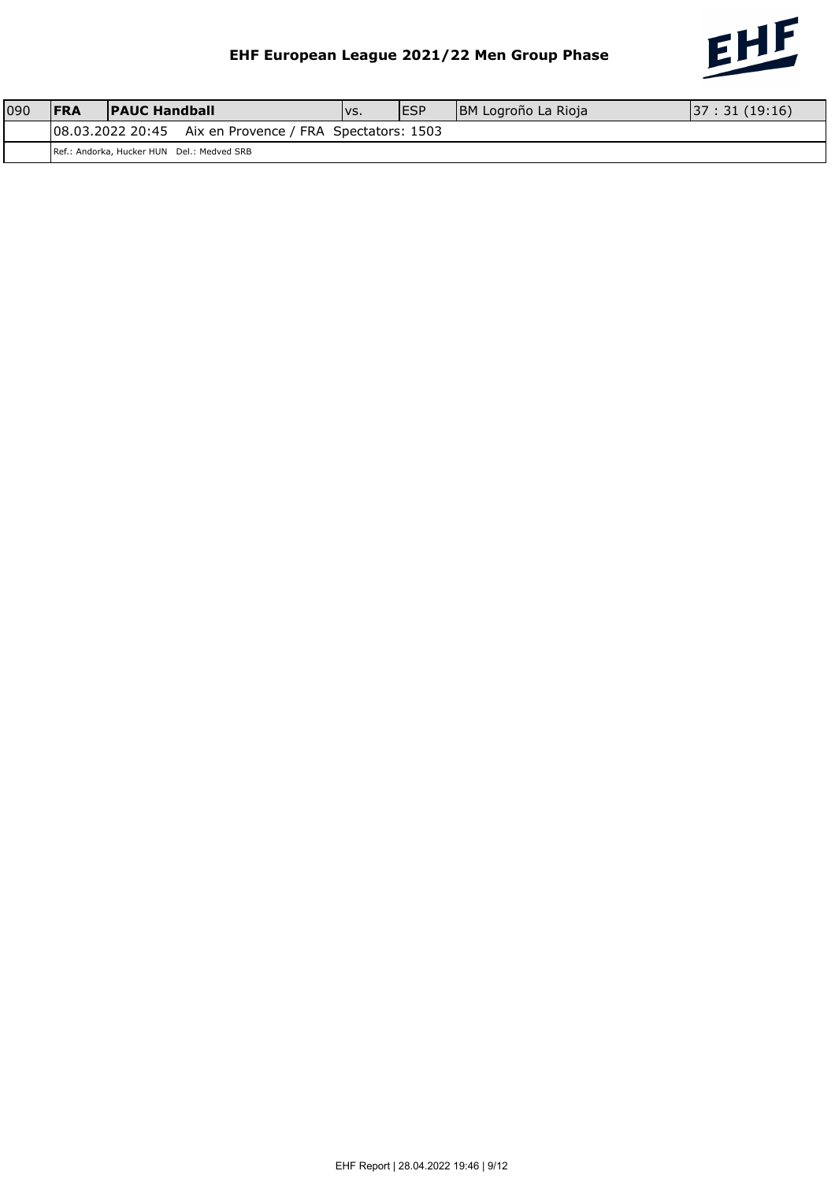# EHF European League 2021/22 Men Group Phase

| 090 | FRA | PAUC Handball | vs. | ESP | BM Logroño La Rioja | 37 : 31 (19:16) |
|---|---|---|---|---|---|---|
| | 08.03.2022 20:45 Aix en Provence / FRA Spectators: 1503 | | | | | |
| | Ref.: Andorka, Hucker HUN Del.: Medved SRB | | | | | |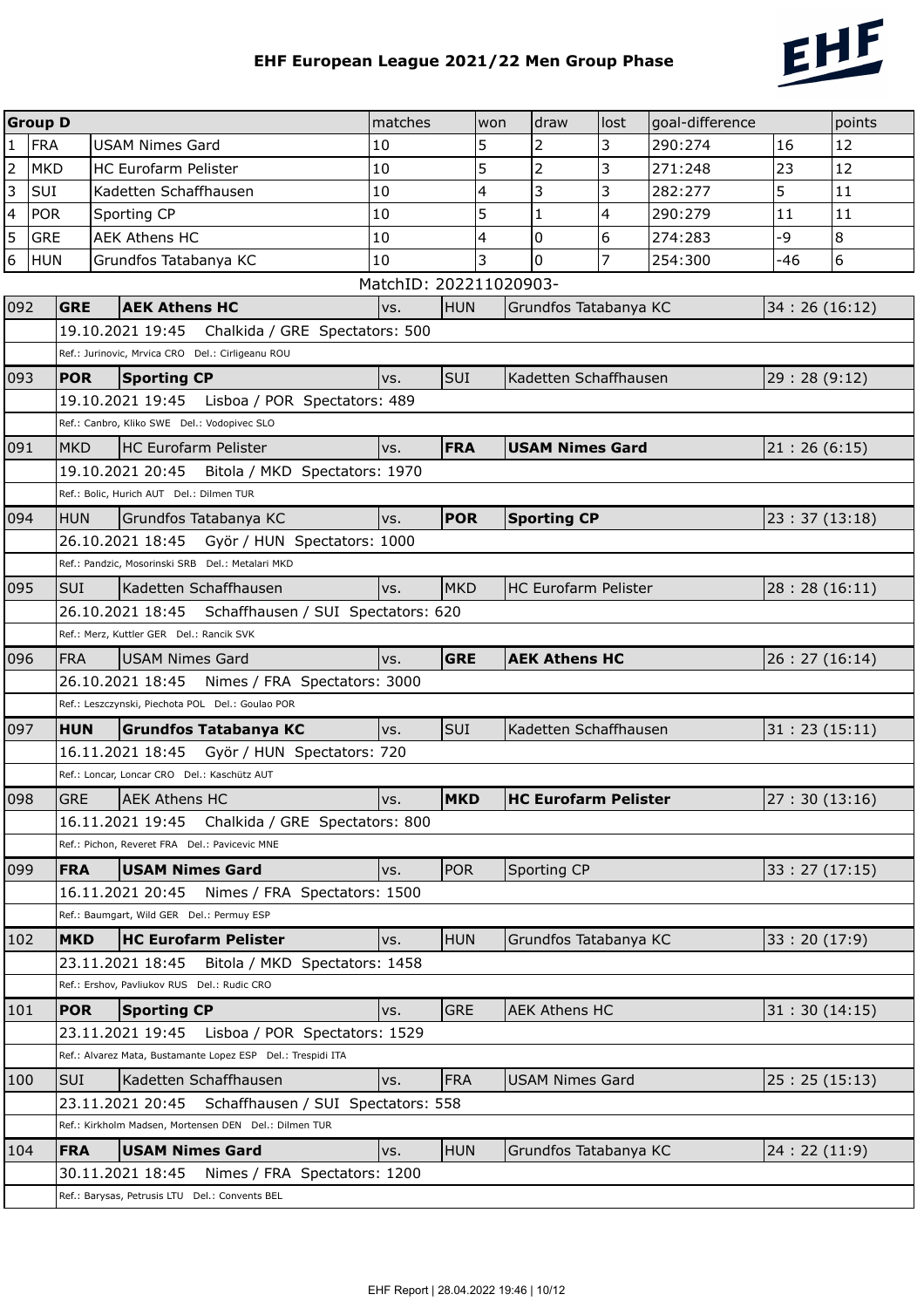# EHF European League 2021/22 Men Group Phase

| Group D | | | matches | won | draw | lost | goal-difference | | points |
|---|---|---|---|---|---|---|---|---|---|
| 1 | FRA | USAM Nimes Gard | 10 | 5 | 2 | 3 | 290:274 | 16 | 12 |
| 2 | MKD | HC Eurofarm Pelister | 10 | 5 | 2 | 3 | 271:248 | 23 | 12 |
| 3 | SUI | Kadetten Schaffhausen | 10 | 4 | 3 | 3 | 282:277 | 5 | 11 |
| 4 | POR | Sporting CP | 10 | 5 | 1 | 4 | 290:279 | 11 | 11 |
| 5 | GRE | AEK Athens HC | 10 | 4 | 0 | 6 | 274:283 | -9 | 8 |
| 6 | HUN | Grundfos Tatabanya KC | 10 | 3 | 0 | 7 | 254:300 | -46 | 6 |

MatchID: 202211020903-

| No. | | Team | | | Team | Result |
|---|---|---|---|---|---|---|
| 092 | **GRE** | **AEK Athens HC** | vs. | HUN | Grundfos Tatabanya KC | 34 : 26 (16:12) |
| | 19.10.2021 19:45 Chalkida / GRE Spectators: 500 | | | | | |
| | Ref.: Jurinovic, Mrvica CRO Del.: Cirligeanu ROU | | | | | |
| 093 | **POR** | **Sporting CP** | vs. | SUI | Kadetten Schaffhausen | 29 : 28 (9:12) |
| | 19.10.2021 19:45 Lisboa / POR Spectators: 489 | | | | | |
| | Ref.: Canbro, Kliko SWE Del.: Vodopivec SLO | | | | | |
| 091 | MKD | HC Eurofarm Pelister | vs. | **FRA** | **USAM Nimes Gard** | 21 : 26 (6:15) |
| | 19.10.2021 20:45 Bitola / MKD Spectators: 1970 | | | | | |
| | Ref.: Bolic, Hurich AUT Del.: Dilmen TUR | | | | | |
| 094 | HUN | Grundfos Tatabanya KC | vs. | **POR** | **Sporting CP** | 23 : 37 (13:18) |
| | 26.10.2021 18:45 Györ / HUN Spectators: 1000 | | | | | |
| | Ref.: Pandzic, Mosorinski SRB Del.: Metalari MKD | | | | | |
| 095 | SUI | Kadetten Schaffhausen | vs. | MKD | HC Eurofarm Pelister | 28 : 28 (16:11) |
| | 26.10.2021 18:45 Schaffhausen / SUI Spectators: 620 | | | | | |
| | Ref.: Merz, Kuttler GER Del.: Rancik SVK | | | | | |
| 096 | FRA | USAM Nimes Gard | vs. | **GRE** | **AEK Athens HC** | 26 : 27 (16:14) |
| | 26.10.2021 18:45 Nimes / FRA Spectators: 3000 | | | | | |
| | Ref.: Leszczynski, Piechota POL Del.: Goulao POR | | | | | |
| 097 | **HUN** | **Grundfos Tatabanya KC** | vs. | SUI | Kadetten Schaffhausen | 31 : 23 (15:11) |
| | 16.11.2021 18:45 Györ / HUN Spectators: 720 | | | | | |
| | Ref.: Loncar, Loncar CRO Del.: Kaschütz AUT | | | | | |
| 098 | GRE | AEK Athens HC | vs. | **MKD** | **HC Eurofarm Pelister** | 27 : 30 (13:16) |
| | 16.11.2021 19:45 Chalkida / GRE Spectators: 800 | | | | | |
| | Ref.: Pichon, Reveret FRA Del.: Pavicevic MNE | | | | | |
| 099 | **FRA** | **USAM Nimes Gard** | vs. | POR | Sporting CP | 33 : 27 (17:15) |
| | 16.11.2021 20:45 Nimes / FRA Spectators: 1500 | | | | | |
| | Ref.: Baumgart, Wild GER Del.: Permuy ESP | | | | | |
| 102 | **MKD** | **HC Eurofarm Pelister** | vs. | HUN | Grundfos Tatabanya KC | 33 : 20 (17:9) |
| | 23.11.2021 18:45 Bitola / MKD Spectators: 1458 | | | | | |
| | Ref.: Ershov, Pavliukov RUS Del.: Rudic CRO | | | | | |
| 101 | **POR** | **Sporting CP** | vs. | GRE | AEK Athens HC | 31 : 30 (14:15) |
| | 23.11.2021 19:45 Lisboa / POR Spectators: 1529 | | | | | |
| | Ref.: Alvarez Mata, Bustamante Lopez ESP Del.: Trespidi ITA | | | | | |
| 100 | SUI | Kadetten Schaffhausen | vs. | FRA | USAM Nimes Gard | 25 : 25 (15:13) |
| | 23.11.2021 20:45 Schaffhausen / SUI Spectators: 558 | | | | | |
| | Ref.: Kirkholm Madsen, Mortensen DEN Del.: Dilmen TUR | | | | | |
| 104 | **FRA** | **USAM Nimes Gard** | vs. | HUN | Grundfos Tatabanya KC | 24 : 22 (11:9) |
| | 30.11.2021 18:45 Nimes / FRA Spectators: 1200 | | | | | |
| | Ref.: Barysas, Petrusis LTU Del.: Convents BEL | | | | | |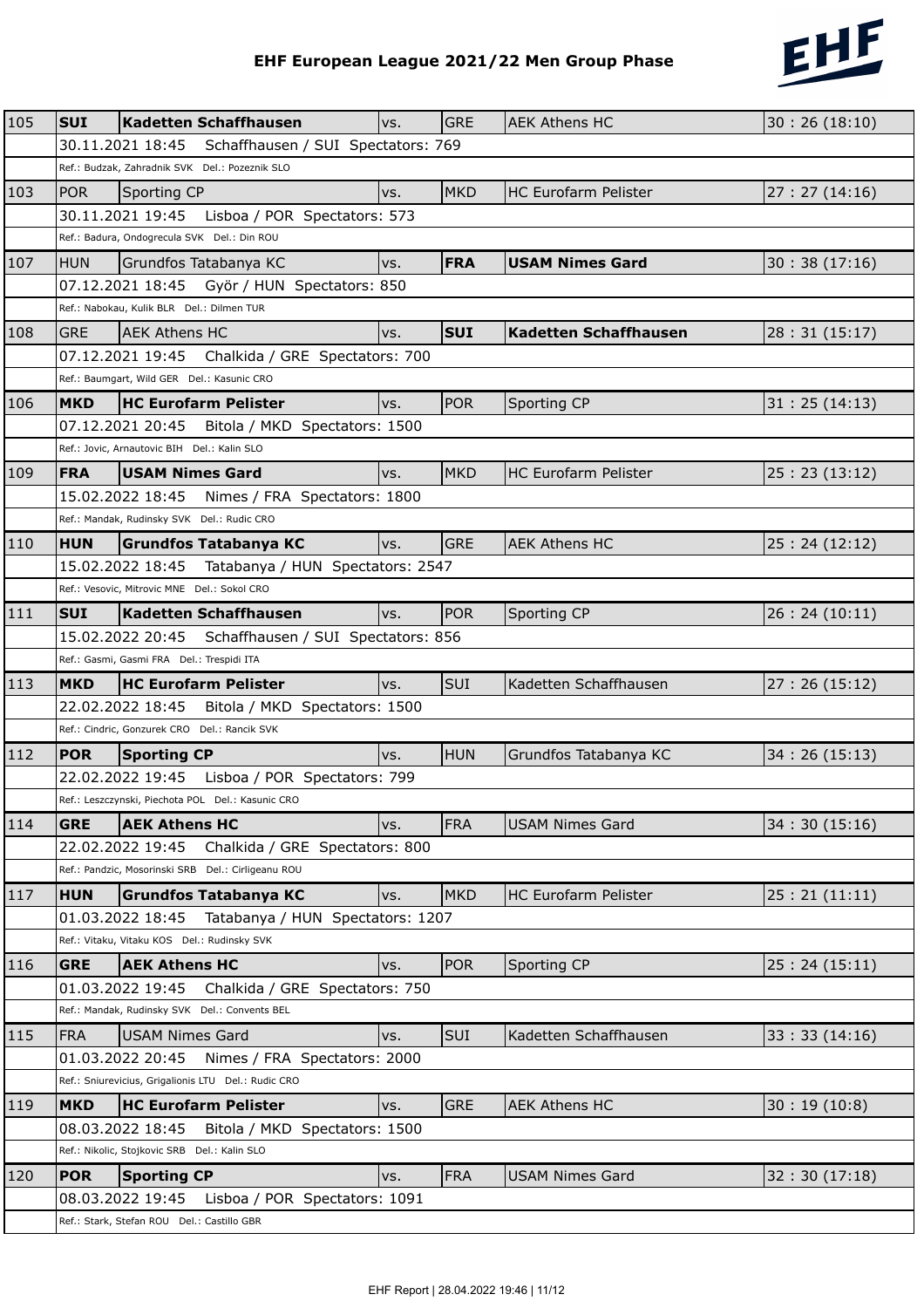# EHF European League 2021/22 Men Group Phase

| No. | | Home | | | Away | Result |
|---|---|---|---|---|---|---|
| 105 | **SUI** | **Kadetten Schaffhausen** | vs. | GRE | AEK Athens HC | 30 : 26 (18:10) |
| | 30.11.2021 18:45 Schaffhausen / SUI Spectators: 769 | | | | | |
| | Ref.: Budzak, Zahradnik SVK Del.: Pozeznik SLO | | | | | |
| 103 | POR | Sporting CP | vs. | MKD | HC Eurofarm Pelister | 27 : 27 (14:16) |
| | 30.11.2021 19:45 Lisboa / POR Spectators: 573 | | | | | |
| | Ref.: Badura, Ondogrecula SVK Del.: Din ROU | | | | | |
| 107 | HUN | Grundfos Tatabanya KC | vs. | **FRA** | **USAM Nimes Gard** | 30 : 38 (17:16) |
| | 07.12.2021 18:45 Györ / HUN Spectators: 850 | | | | | |
| | Ref.: Nabokau, Kulik BLR Del.: Dilmen TUR | | | | | |
| 108 | GRE | AEK Athens HC | vs. | **SUI** | **Kadetten Schaffhausen** | 28 : 31 (15:17) |
| | 07.12.2021 19:45 Chalkida / GRE Spectators: 700 | | | | | |
| | Ref.: Baumgart, Wild GER Del.: Kasunic CRO | | | | | |
| 106 | **MKD** | **HC Eurofarm Pelister** | vs. | POR | Sporting CP | 31 : 25 (14:13) |
| | 07.12.2021 20:45 Bitola / MKD Spectators: 1500 | | | | | |
| | Ref.: Jovic, Arnautovic BIH Del.: Kalin SLO | | | | | |
| 109 | **FRA** | **USAM Nimes Gard** | vs. | MKD | HC Eurofarm Pelister | 25 : 23 (13:12) |
| | 15.02.2022 18:45 Nimes / FRA Spectators: 1800 | | | | | |
| | Ref.: Mandak, Rudinsky SVK Del.: Rudic CRO | | | | | |
| 110 | **HUN** | **Grundfos Tatabanya KC** | vs. | GRE | AEK Athens HC | 25 : 24 (12:12) |
| | 15.02.2022 18:45 Tatabanya / HUN Spectators: 2547 | | | | | |
| | Ref.: Vesovic, Mitrovic MNE Del.: Sokol CRO | | | | | |
| 111 | **SUI** | **Kadetten Schaffhausen** | vs. | POR | Sporting CP | 26 : 24 (10:11) |
| | 15.02.2022 20:45 Schaffhausen / SUI Spectators: 856 | | | | | |
| | Ref.: Gasmi, Gasmi FRA Del.: Trespidi ITA | | | | | |
| 113 | **MKD** | **HC Eurofarm Pelister** | vs. | SUI | Kadetten Schaffhausen | 27 : 26 (15:12) |
| | 22.02.2022 18:45 Bitola / MKD Spectators: 1500 | | | | | |
| | Ref.: Cindric, Gonzurek CRO Del.: Rancik SVK | | | | | |
| 112 | **POR** | **Sporting CP** | vs. | HUN | Grundfos Tatabanya KC | 34 : 26 (15:13) |
| | 22.02.2022 19:45 Lisboa / POR Spectators: 799 | | | | | |
| | Ref.: Leszczynski, Piechota POL Del.: Kasunic CRO | | | | | |
| 114 | **GRE** | **AEK Athens HC** | vs. | FRA | USAM Nimes Gard | 34 : 30 (15:16) |
| | 22.02.2022 19:45 Chalkida / GRE Spectators: 800 | | | | | |
| | Ref.: Pandzic, Mosorinski SRB Del.: Cirligeanu ROU | | | | | |
| 117 | **HUN** | **Grundfos Tatabanya KC** | vs. | MKD | HC Eurofarm Pelister | 25 : 21 (11:11) |
| | 01.03.2022 18:45 Tatabanya / HUN Spectators: 1207 | | | | | |
| | Ref.: Vitaku, Vitaku KOS Del.: Rudinsky SVK | | | | | |
| 116 | **GRE** | **AEK Athens HC** | vs. | POR | Sporting CP | 25 : 24 (15:11) |
| | 01.03.2022 19:45 Chalkida / GRE Spectators: 750 | | | | | |
| | Ref.: Mandak, Rudinsky SVK Del.: Convents BEL | | | | | |
| 115 | FRA | USAM Nimes Gard | vs. | SUI | Kadetten Schaffhausen | 33 : 33 (14:16) |
| | 01.03.2022 20:45 Nimes / FRA Spectators: 2000 | | | | | |
| | Ref.: Sniurevicius, Grigalionis LTU Del.: Rudic CRO | | | | | |
| 119 | **MKD** | **HC Eurofarm Pelister** | vs. | GRE | AEK Athens HC | 30 : 19 (10:8) |
| | 08.03.2022 18:45 Bitola / MKD Spectators: 1500 | | | | | |
| | Ref.: Nikolic, Stojkovic SRB Del.: Kalin SLO | | | | | |
| 120 | **POR** | **Sporting CP** | vs. | FRA | USAM Nimes Gard | 32 : 30 (17:18) |
| | 08.03.2022 19:45 Lisboa / POR Spectators: 1091 | | | | | |
| | Ref.: Stark, Stefan ROU Del.: Castillo GBR | | | | | |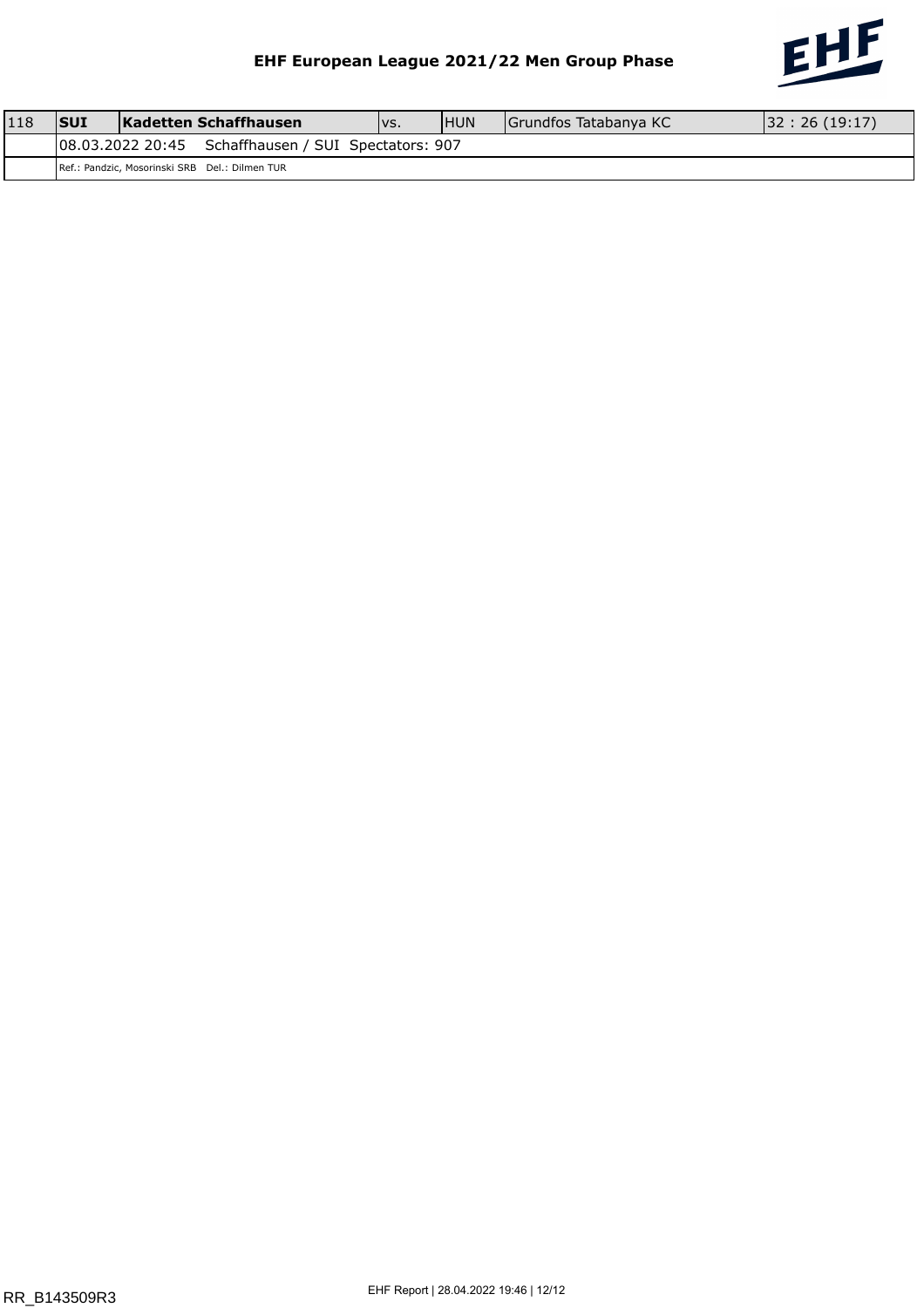# EHF European League 2021/22 Men Group Phase

| | | | | | | |
|---|---|---|---|---|---|---|
| 118 | **SUI** | **Kadetten Schaffhausen** | vs. | HUN | Grundfos Tatabanya KC | 32 : 26 (19:17) |
| | 08.03.2022 20:45 Schaffhausen / SUI Spectators: 907 | | | | | |
| | Ref.: Pandzic, Mosorinski SRB Del.: Dilmen TUR | | | | | |

RR_B143509R3

EHF Report | 28.04.2022 19:46